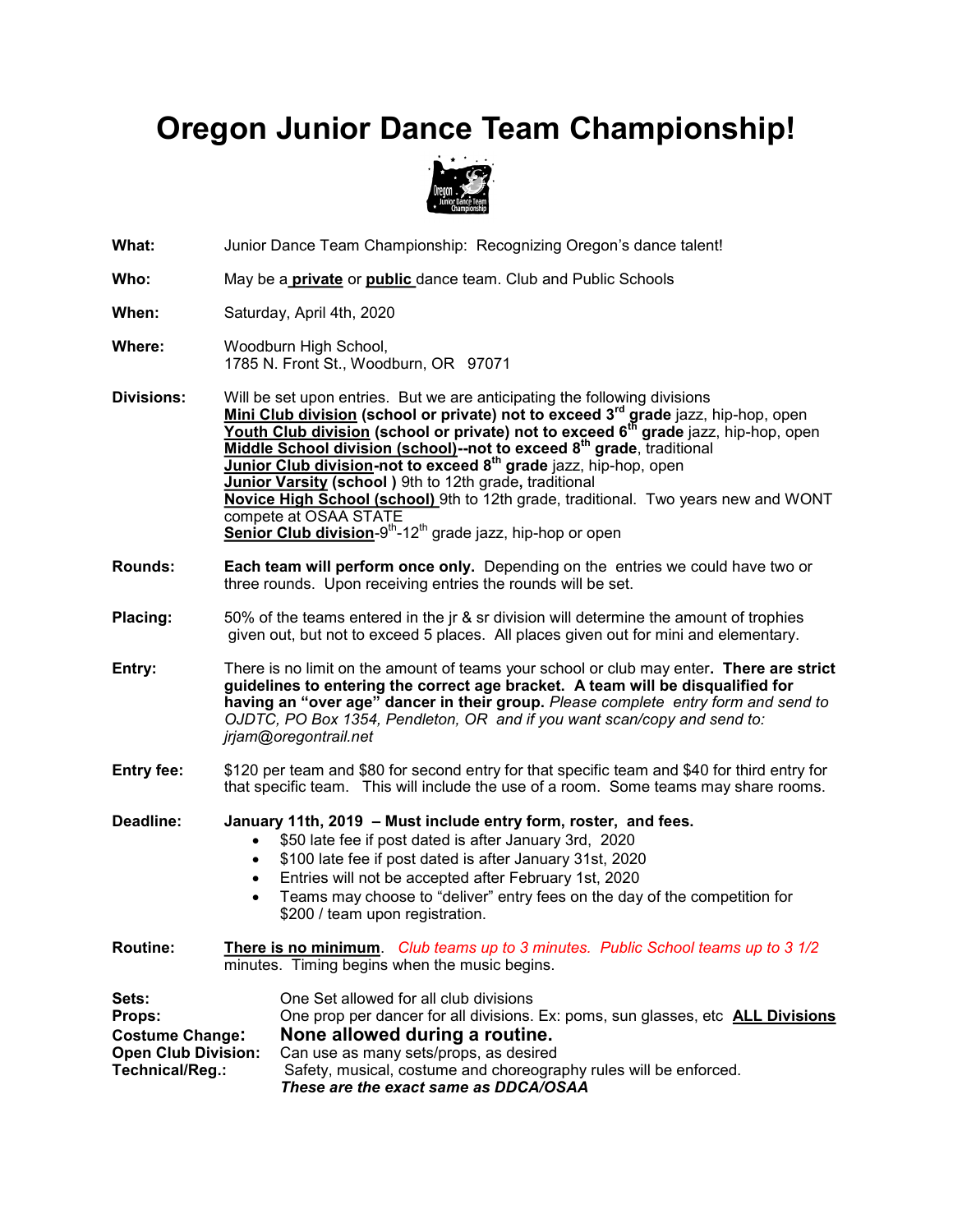# Oregon Junior Dance Team Championship!

**What:** Junior Dance Team Championship: Recognizing Oregon's dance talent!

**Who:** May be a **private** or **public** dance team. Club and Public Schools

**When:** Saturday, April 4th, 2020

**Where:** Woodburn High School,
1785 N. Front St., Woodburn, OR 97071

**Divisions:** Will be set upon entries. But we are anticipating the following divisions
**Mini Club division (school or private) not to exceed 3rd grade** jazz, hip-hop, open
**Youth Club division (school or private) not to exceed 6th grade** jazz, hip-hop, open
**Middle School division (school)--not to exceed 8th grade**, traditional
**Junior Club division-not to exceed 8th grade** jazz, hip-hop, open
**Junior Varsity (school )** 9th to 12th grade**,** traditional
**Novice High School (school)** 9th to 12th grade, traditional. Two years new and WONT compete at OSAA STATE
**Senior Club division**-9th-12th grade jazz, hip-hop or open

**Rounds:** **Each team will perform once only.** Depending on the entries we could have two or three rounds. Upon receiving entries the rounds will be set.

**Placing:** 50% of the teams entered in the jr & sr division will determine the amount of trophies given out, but not to exceed 5 places. All places given out for mini and elementary.

**Entry:** There is no limit on the amount of teams your school or club may enter**. There are strict guidelines to entering the correct age bracket. A team will be disqualified for having an "over age" dancer in their group.** *Please complete entry form and send to OJDTC, PO Box 1354, Pendleton, OR and if you want scan/copy and send to: jrjam@oregontrail.net*

**Entry fee:** $120 per team and $80 for second entry for that specific team and $40 for third entry for that specific team. This will include the use of a room. Some teams may share rooms.

**Deadline:** **January 11th, 2019 – Must include entry form, roster, and fees.**

- $50 late fee if post dated is after January 3rd, 2020
- $100 late fee if post dated is after January 31st, 2020
- Entries will not be accepted after February 1st, 2020
- Teams may choose to "deliver" entry fees on the day of the competition for $200 / team upon registration.

**Routine:** **There is no minimum**. *Club teams up to 3 minutes. Public School teams up to 3 1/2* minutes. Timing begins when the music begins.

**Sets:** One Set allowed for all club divisions
**Props:** One prop per dancer for all divisions. Ex: poms, sun glasses, etc **ALL Divisions**
**Costume Change:** **None allowed during a routine.**
**Open Club Division:** Can use as many sets/props, as desired
**Technical/Reg.:** Safety, musical, costume and choreography rules will be enforced.
***These are the exact same as DDCA/OSAA***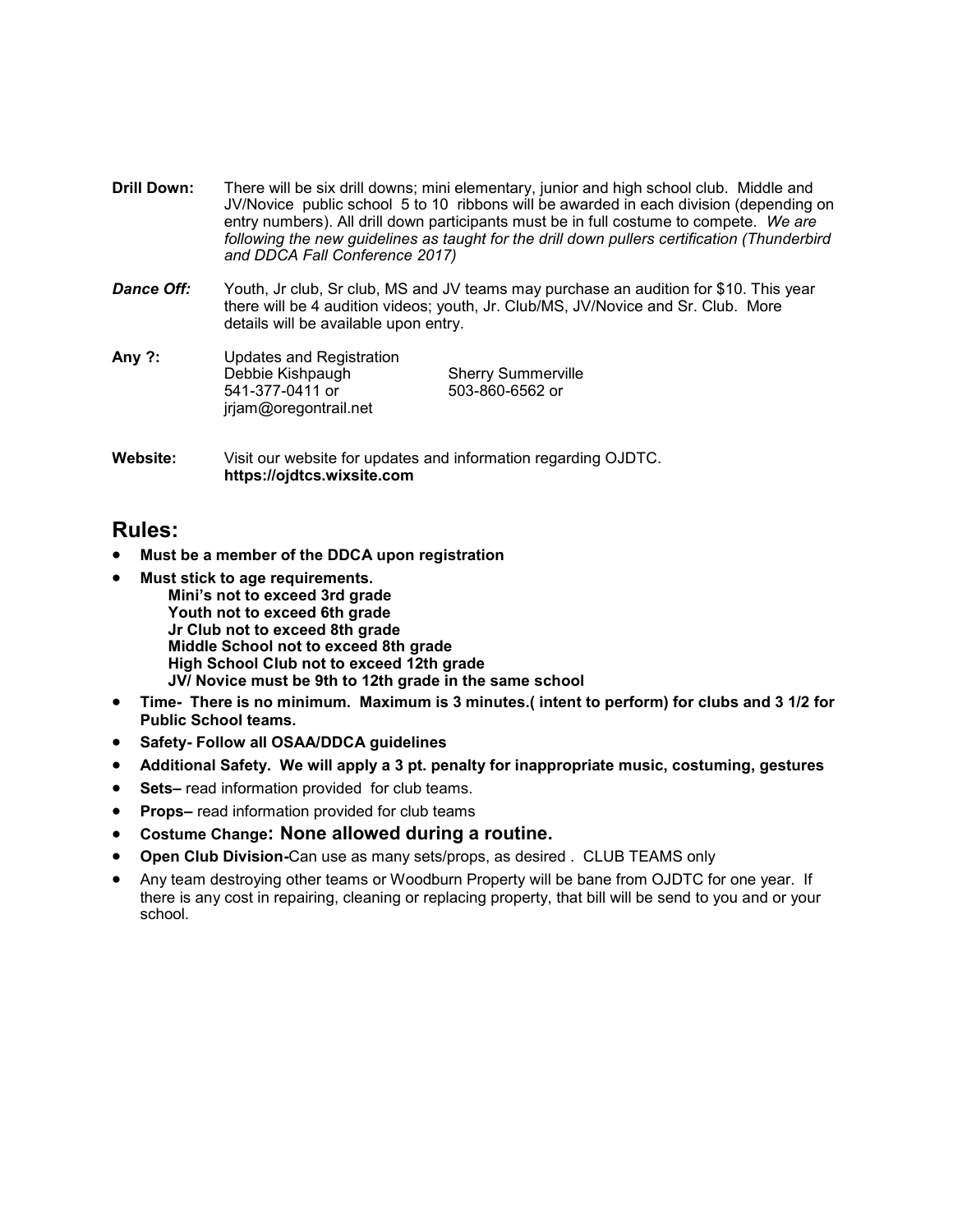**Drill Down:** There will be six drill downs; mini elementary, junior and high school club. Middle and JV/Novice public school 5 to 10 ribbons will be awarded in each division (depending on entry numbers). All drill down participants must be in full costume to compete. *We are following the new guidelines as taught for the drill down pullers certification (Thunderbird and DDCA Fall Conference 2017)*

***Dance Off:*** Youth, Jr club, Sr club, MS and JV teams may purchase an audition for $10. This year there will be 4 audition videos; youth, Jr. Club/MS, JV/Novice and Sr. Club. More details will be available upon entry.

**Any ?:** Updates and Registration
Debbie Kishpaugh
541-377-0411 or
jrjam@oregontrail.net

Sherry Summerville
503-860-6562 or

**Website:** Visit our website for updates and information regarding OJDTC.
**https://ojdtcs.wixsite.com**

## Rules:

- **Must be a member of the DDCA upon registration**
- **Must stick to age requirements.**
  - **Mini's not to exceed 3rd grade**
  - **Youth not to exceed 6th grade**
  - **Jr Club not to exceed 8th grade**
  - **Middle School not to exceed 8th grade**
  - **High School Club not to exceed 12th grade**
  - **JV/ Novice must be 9th to 12th grade in the same school**
- **Time- There is no minimum. Maximum is 3 minutes.( intent to perform) for clubs and 3 1/2 for Public School teams.**
- **Safety- Follow all OSAA/DDCA guidelines**
- **Additional Safety. We will apply a 3 pt. penalty for inappropriate music, costuming, gestures**
- **Sets–** read information provided for club teams.
- **Props–** read information provided for club teams
- **Costume Change: None allowed during a routine.**
- **Open Club Division-**Can use as many sets/props, as desired . CLUB TEAMS only
- Any team destroying other teams or Woodburn Property will be bane from OJDTC for one year. If there is any cost in repairing, cleaning or replacing property, that bill will be send to you and or your school.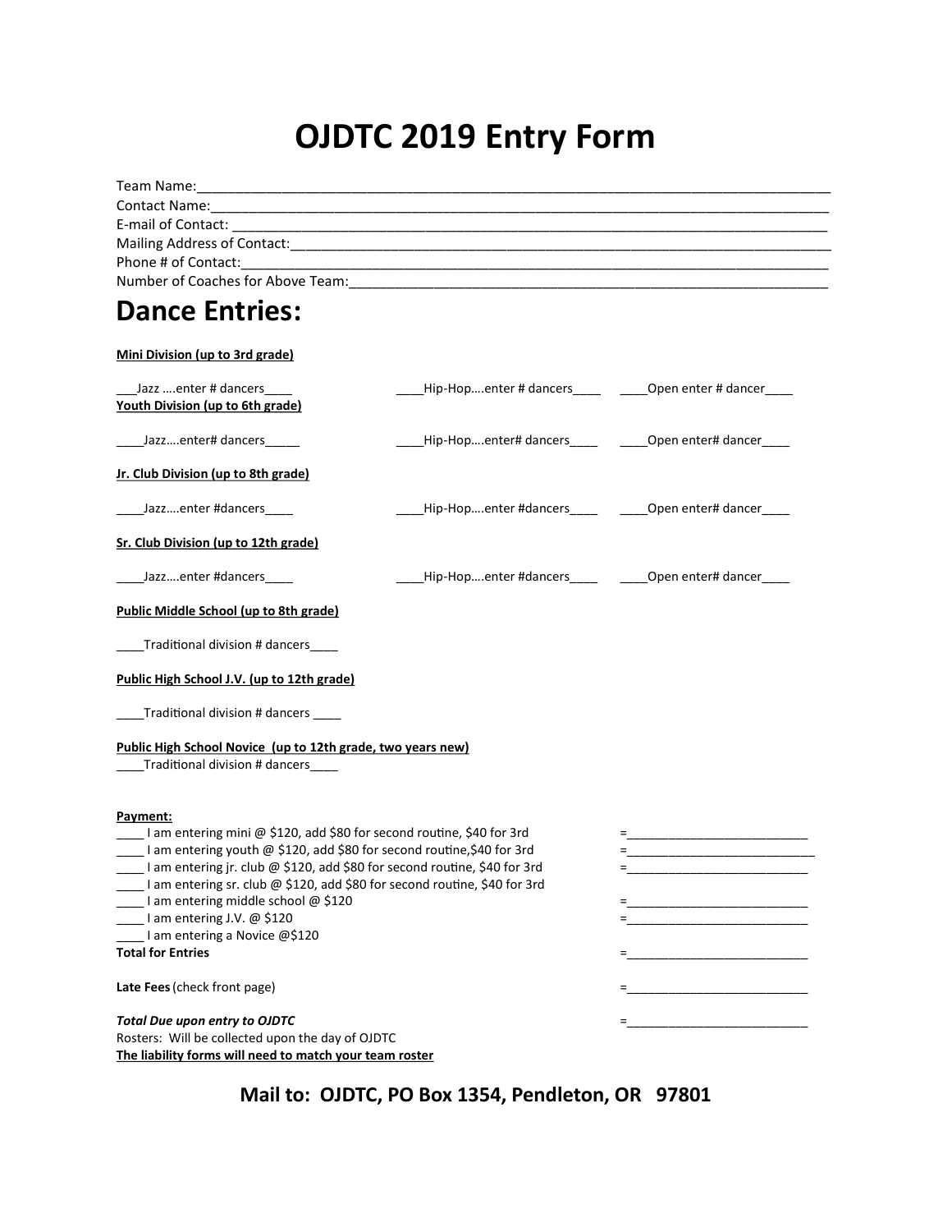# OJDTC 2019 Entry Form

Team Name:______________________________________________________________________________
Contact Name:_____________________________________________________________________________
E-mail of Contact: _________________________________________________________________________
Mailing Address of Contact:_________________________________________________________________
Phone # of Contact:_________________________________________________________________________
Number of Coaches for Above Team:__________________________________________________________

## Dance Entries:

**Mini Division (up to 3rd grade)**

___Jazz ….enter # dancers____ ____Hip-Hop….enter # dancers____ ____Open enter # dancer____

**Youth Division (up to 6th grade)**

____Jazz….enter# dancers_____ ____Hip-Hop….enter# dancers____ ____Open enter# dancer____

**Jr. Club Division (up to 8th grade)**

____Jazz….enter #dancers____ ____Hip-Hop….enter #dancers____ ____Open enter# dancer____

**Sr. Club Division (up to 12th grade)**

____Jazz….enter #dancers____ ____Hip-Hop….enter #dancers____ ____Open enter# dancer____

**Public Middle School (up to 8th grade)**

____Traditional division # dancers____

**Public High School J.V. (up to 12th grade)**

____Traditional division # dancers ____

**Public High School Novice (up to 12th grade, two years new)**

____Traditional division # dancers____

**Payment:**

____ I am entering mini @ $120, add $80 for second routine, $40 for 3rd =__________________________
____ I am entering youth @ $120, add $80 for second routine,$40 for 3rd =___________________________
____ I am entering jr. club @ $120, add $80 for second routine, $40 for 3rd =__________________________
____ I am entering sr. club @ $120, add $80 for second routine, $40 for 3rd
____ I am entering middle school @ $120 =__________________________
____ I am entering J.V. @ $120 =__________________________
____ I am entering a Novice @$120

**Total for Entries** =__________________________

**Late Fees** (check front page) =__________________________

***Total Due upon entry to OJDTC*** =__________________________

Rosters: Will be collected upon the day of OJDTC

**The liability forms will need to match your team roster**

**Mail to: OJDTC, PO Box 1354, Pendleton, OR 97801**